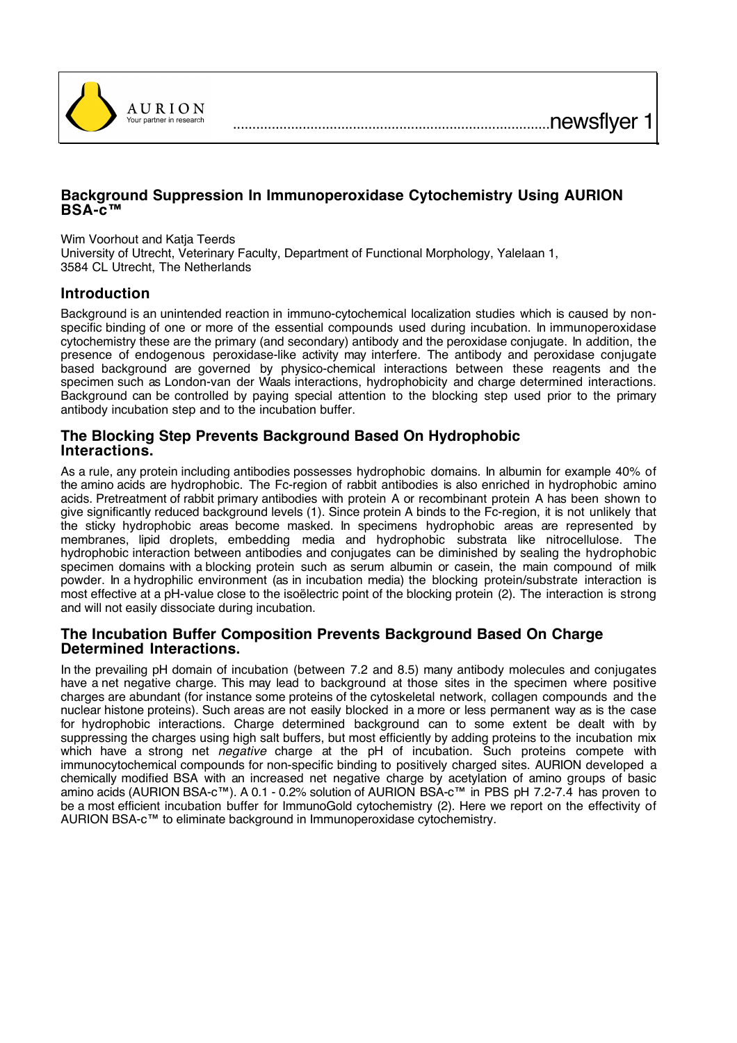AURION
Your partner in research

newsflyer 1

# Background Suppression In Immunoperoxidase Cytochemistry Using AURION BSA-c™

Wim Voorhout and Katja Teerds
University of Utrecht, Veterinary Faculty, Department of Functional Morphology, Yalelaan 1, 3584 CL Utrecht, The Netherlands

## Introduction

Background is an unintended reaction in immuno-cytochemical localization studies which is caused by non-specific binding of one or more of the essential compounds used during incubation. In immunoperoxidase cytochemistry these are the primary (and secondary) antibody and the peroxidase conjugate. In addition, the presence of endogenous peroxidase-like activity may interfere. The antibody and peroxidase conjugate based background are governed by physico-chemical interactions between these reagents and the specimen such as London-van der Waals interactions, hydrophobicity and charge determined interactions. Background can be controlled by paying special attention to the blocking step used prior to the primary antibody incubation step and to the incubation buffer.

## The Blocking Step Prevents Background Based On Hydrophobic Interactions.

As a rule, any protein including antibodies possesses hydrophobic domains. In albumin for example 40% of the amino acids are hydrophobic. The Fc-region of rabbit antibodies is also enriched in hydrophobic amino acids. Pretreatment of rabbit primary antibodies with protein A or recombinant protein A has been shown to give significantly reduced background levels (1). Since protein A binds to the Fc-region, it is not unlikely that the sticky hydrophobic areas become masked. In specimens hydrophobic areas are represented by membranes, lipid droplets, embedding media and hydrophobic substrata like nitrocellulose. The hydrophobic interaction between antibodies and conjugates can be diminished by sealing the hydrophobic specimen domains with a blocking protein such as serum albumin or casein, the main compound of milk powder. In a hydrophilic environment (as in incubation media) the blocking protein/substrate interaction is most effective at a pH-value close to the isoëlectric point of the blocking protein (2). The interaction is strong and will not easily dissociate during incubation.

## The Incubation Buffer Composition Prevents Background Based On Charge Determined Interactions.

In the prevailing pH domain of incubation (between 7.2 and 8.5) many antibody molecules and conjugates have a net negative charge. This may lead to background at those sites in the specimen where positive charges are abundant (for instance some proteins of the cytoskeletal network, collagen compounds and the nuclear histone proteins). Such areas are not easily blocked in a more or less permanent way as is the case for hydrophobic interactions. Charge determined background can to some extent be dealt with by suppressing the charges using high salt buffers, but most efficiently by adding proteins to the incubation mix which have a strong net *negative* charge at the pH of incubation. Such proteins compete with immunocytochemical compounds for non-specific binding to positively charged sites. AURION developed a chemically modified BSA with an increased net negative charge by acetylation of amino groups of basic amino acids (AURION BSA-c™). A 0.1 - 0.2% solution of AURION BSA-c™ in PBS pH 7.2-7.4 has proven to be a most efficient incubation buffer for ImmunoGold cytochemistry (2). Here we report on the effectivity of AURION BSA-c™ to eliminate background in Immunoperoxidase cytochemistry.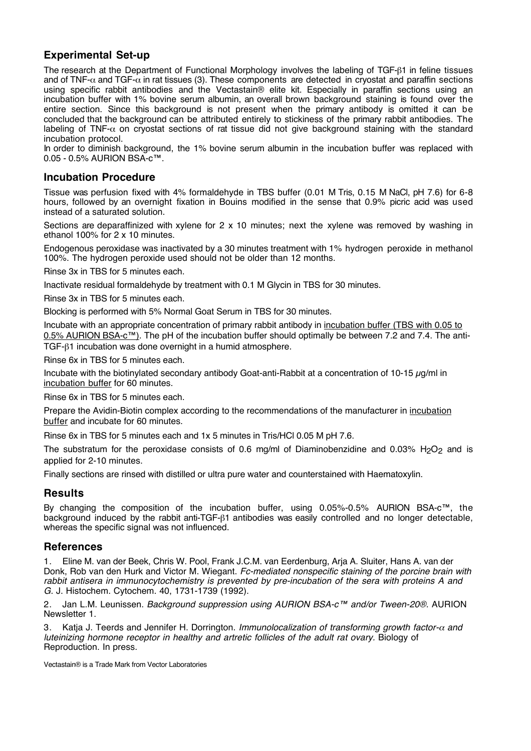## Experimental Set-up

The research at the Department of Functional Morphology involves the labeling of TGF-β1 in feline tissues and of TNF-α and TGF-α in rat tissues (3). These components are detected in cryostat and paraffin sections using specific rabbit antibodies and the Vectastain® elite kit. Especially in paraffin sections using an incubation buffer with 1% bovine serum albumin, an overall brown background staining is found over the entire section. Since this background is not present when the primary antibody is omitted it can be concluded that the background can be attributed entirely to stickiness of the primary rabbit antibodies. The labeling of TNF-α on cryostat sections of rat tissue did not give background staining with the standard incubation protocol.

In order to diminish background, the 1% bovine serum albumin in the incubation buffer was replaced with 0.05 - 0.5% AURION BSA-c™.

## Incubation Procedure

Tissue was perfusion fixed with 4% formaldehyde in TBS buffer (0.01 M Tris, 0.15 M NaCl, pH 7.6) for 6-8 hours, followed by an overnight fixation in Bouins modified in the sense that 0.9% picric acid was used instead of a saturated solution.

Sections are deparaffinized with xylene for 2 x 10 minutes; next the xylene was removed by washing in ethanol 100% for 2 x 10 minutes.

Endogenous peroxidase was inactivated by a 30 minutes treatment with 1% hydrogen peroxide in methanol 100%. The hydrogen peroxide used should not be older than 12 months.

Rinse 3x in TBS for 5 minutes each.

Inactivate residual formaldehyde by treatment with 0.1 M Glycin in TBS for 30 minutes.

Rinse 3x in TBS for 5 minutes each.

Blocking is performed with 5% Normal Goat Serum in TBS for 30 minutes.

Incubate with an appropriate concentration of primary rabbit antibody in incubation buffer (TBS with 0.05 to 0.5% AURION BSA-c™). The pH of the incubation buffer should optimally be between 7.2 and 7.4. The anti-TGF-β1 incubation was done overnight in a humid atmosphere.

Rinse 6x in TBS for 5 minutes each.

Incubate with the biotinylated secondary antibody Goat-anti-Rabbit at a concentration of 10-15 μg/ml in incubation buffer for 60 minutes.

Rinse 6x in TBS for 5 minutes each.

Prepare the Avidin-Biotin complex according to the recommendations of the manufacturer in incubation buffer and incubate for 60 minutes.

Rinse 6x in TBS for 5 minutes each and 1x 5 minutes in Tris/HCl 0.05 M pH 7.6.

The substratum for the peroxidase consists of 0.6 mg/ml of Diaminobenzidine and 0.03% $H_2O_2$ and is applied for 2-10 minutes.

Finally sections are rinsed with distilled or ultra pure water and counterstained with Haematoxylin.

## Results

By changing the composition of the incubation buffer, using 0.05%-0.5% AURION BSA-c™, the background induced by the rabbit anti-TGF-β1 antibodies was easily controlled and no longer detectable, whereas the specific signal was not influenced.

## References

1. Eline M. van der Beek, Chris W. Pool, Frank J.C.M. van Eerdenburg, Arja A. Sluiter, Hans A. van der Donk, Rob van den Hurk and Victor M. Wiegant. *Fc-mediated nonspecific staining of the porcine brain with rabbit antisera in immunocytochemistry is prevented by pre-incubation of the sera with proteins A and G.* J. Histochem. Cytochem. 40, 1731-1739 (1992).

2. Jan L.M. Leunissen. *Background suppression using AURION BSA-c™ and/or Tween-20®.* AURION Newsletter 1.

3. Katja J. Teerds and Jennifer H. Dorrington. *Immunolocalization of transforming growth factor-α and luteinizing hormone receptor in healthy and artretic follicles of the adult rat ovary.* Biology of Reproduction. In press.

Vectastain® is a Trade Mark from Vector Laboratories